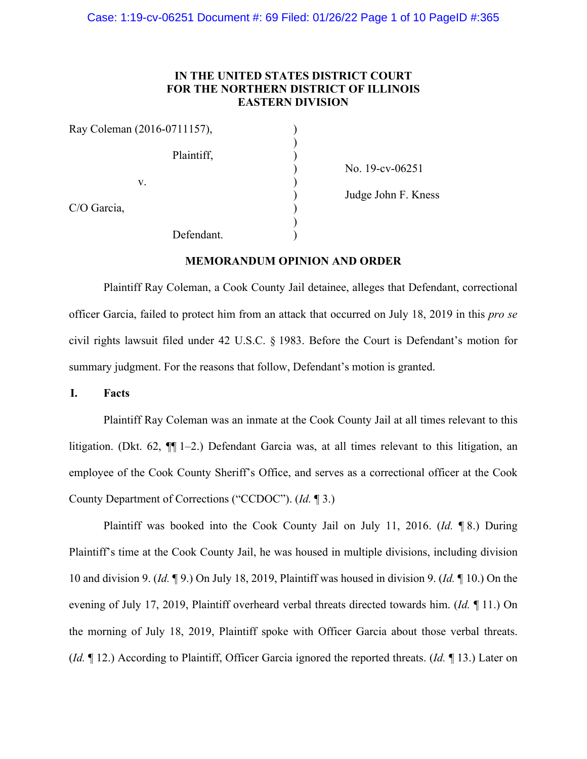**IN THE UNITED STATES DISTRICT COURT**
**FOR THE NORTHERN DISTRICT OF ILLINOIS**
**EASTERN DIVISION**

| | | |
|---|---|---|
| Ray Coleman (2016-0711157), | ) | |
| | ) | |
| Plaintiff, | ) | |
| | ) | No. 19-cv-06251 |
| v. | ) | |
| | ) | Judge John F. Kness |
| C/O Garcia, | ) | |
| | ) | |
| Defendant. | ) | |

**MEMORANDUM OPINION AND ORDER**

Plaintiff Ray Coleman, a Cook County Jail detainee, alleges that Defendant, correctional officer Garcia, failed to protect him from an attack that occurred on July 18, 2019 in this *pro se* civil rights lawsuit filed under 42 U.S.C. § 1983. Before the Court is Defendant's motion for summary judgment. For the reasons that follow, Defendant's motion is granted.

## I. Facts

Plaintiff Ray Coleman was an inmate at the Cook County Jail at all times relevant to this litigation. (Dkt. 62, ¶¶ 1–2.) Defendant Garcia was, at all times relevant to this litigation, an employee of the Cook County Sheriff's Office, and serves as a correctional officer at the Cook County Department of Corrections ("CCDOC"). (*Id.* ¶ 3.)

Plaintiff was booked into the Cook County Jail on July 11, 2016. (*Id.* ¶ 8.) During Plaintiff's time at the Cook County Jail, he was housed in multiple divisions, including division 10 and division 9. (*Id.* ¶ 9.) On July 18, 2019, Plaintiff was housed in division 9. (*Id.* ¶ 10.) On the evening of July 17, 2019, Plaintiff overheard verbal threats directed towards him. (*Id.* ¶ 11.) On the morning of July 18, 2019, Plaintiff spoke with Officer Garcia about those verbal threats. (*Id.* ¶ 12.) According to Plaintiff, Officer Garcia ignored the reported threats. (*Id.* ¶ 13.) Later on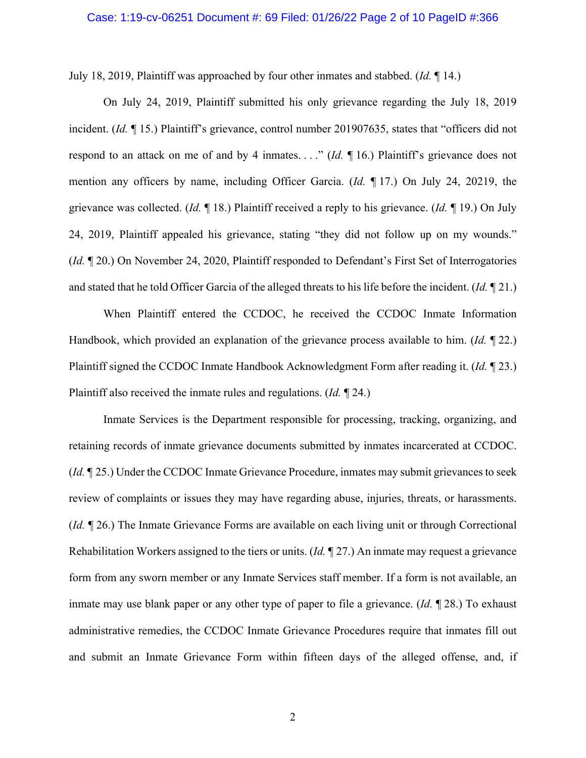July 18, 2019, Plaintiff was approached by four other inmates and stabbed. (*Id.* ¶ 14.)

On July 24, 2019, Plaintiff submitted his only grievance regarding the July 18, 2019 incident. (*Id.* ¶ 15.) Plaintiff's grievance, control number 201907635, states that "officers did not respond to an attack on me of and by 4 inmates. . . ." (*Id.* ¶ 16.) Plaintiff's grievance does not mention any officers by name, including Officer Garcia. (*Id.* ¶ 17.) On July 24, 20219, the grievance was collected. (*Id.* ¶ 18.) Plaintiff received a reply to his grievance. (*Id.* ¶ 19.) On July 24, 2019, Plaintiff appealed his grievance, stating "they did not follow up on my wounds." (*Id.* ¶ 20.) On November 24, 2020, Plaintiff responded to Defendant's First Set of Interrogatories and stated that he told Officer Garcia of the alleged threats to his life before the incident. (*Id.* ¶ 21.)

When Plaintiff entered the CCDOC, he received the CCDOC Inmate Information Handbook, which provided an explanation of the grievance process available to him. (*Id.* ¶ 22.) Plaintiff signed the CCDOC Inmate Handbook Acknowledgment Form after reading it. (*Id.* ¶ 23.) Plaintiff also received the inmate rules and regulations. (*Id.* ¶ 24.)

Inmate Services is the Department responsible for processing, tracking, organizing, and retaining records of inmate grievance documents submitted by inmates incarcerated at CCDOC. (*Id.* ¶ 25.) Under the CCDOC Inmate Grievance Procedure, inmates may submit grievances to seek review of complaints or issues they may have regarding abuse, injuries, threats, or harassments. (*Id.* ¶ 26.) The Inmate Grievance Forms are available on each living unit or through Correctional Rehabilitation Workers assigned to the tiers or units. (*Id.* ¶ 27.) An inmate may request a grievance form from any sworn member or any Inmate Services staff member. If a form is not available, an inmate may use blank paper or any other type of paper to file a grievance. (*Id.* ¶ 28.) To exhaust administrative remedies, the CCDOC Inmate Grievance Procedures require that inmates fill out and submit an Inmate Grievance Form within fifteen days of the alleged offense, and, if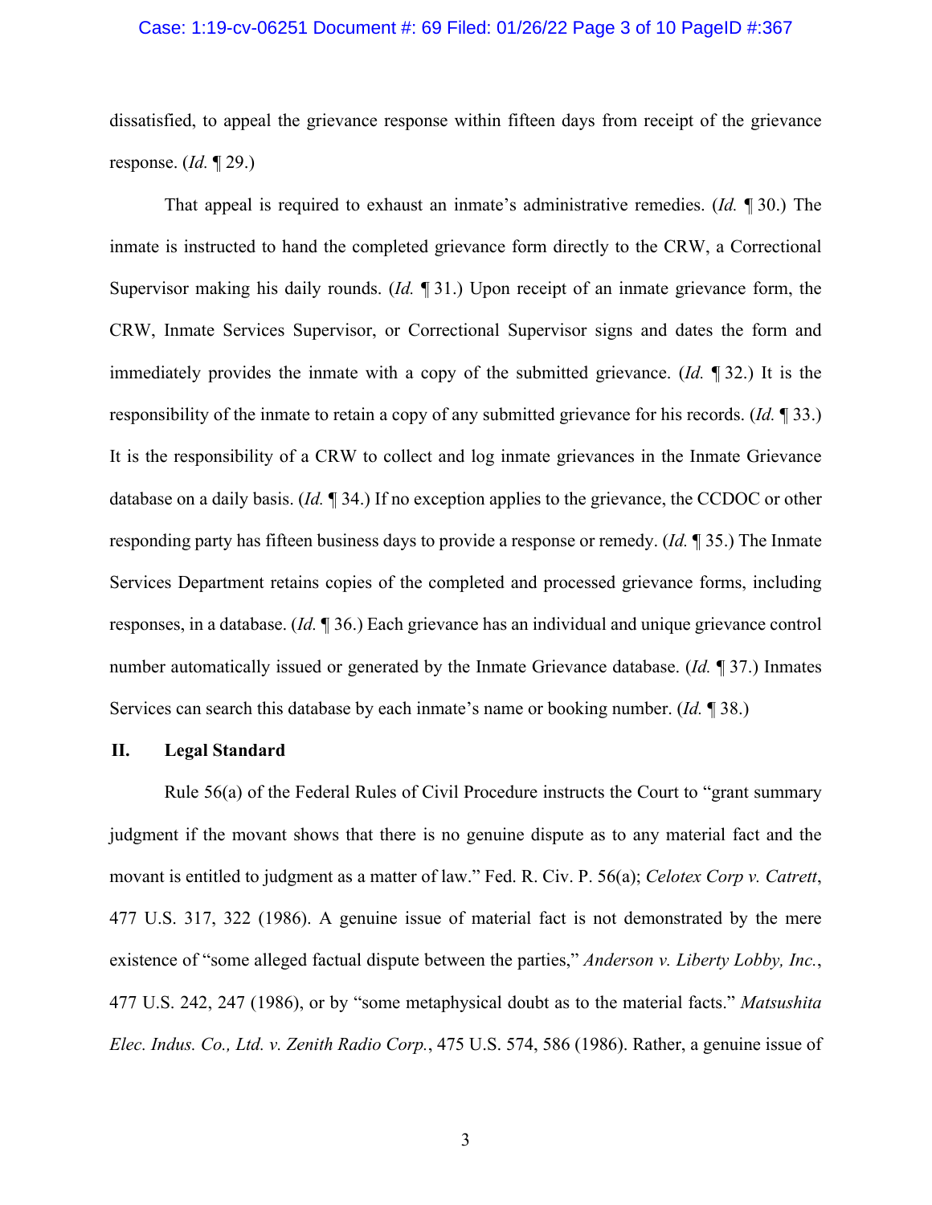dissatisfied, to appeal the grievance response within fifteen days from receipt of the grievance response. (*Id.* ¶ 29.)

That appeal is required to exhaust an inmate's administrative remedies. (*Id.* ¶ 30.) The inmate is instructed to hand the completed grievance form directly to the CRW, a Correctional Supervisor making his daily rounds. (*Id.* ¶ 31.) Upon receipt of an inmate grievance form, the CRW, Inmate Services Supervisor, or Correctional Supervisor signs and dates the form and immediately provides the inmate with a copy of the submitted grievance. (*Id.* ¶ 32.) It is the responsibility of the inmate to retain a copy of any submitted grievance for his records. (*Id.* ¶ 33.) It is the responsibility of a CRW to collect and log inmate grievances in the Inmate Grievance database on a daily basis. (*Id.* ¶ 34.) If no exception applies to the grievance, the CCDOC or other responding party has fifteen business days to provide a response or remedy. (*Id.* ¶ 35.) The Inmate Services Department retains copies of the completed and processed grievance forms, including responses, in a database. (*Id.* ¶ 36.) Each grievance has an individual and unique grievance control number automatically issued or generated by the Inmate Grievance database. (*Id.* ¶ 37.) Inmates Services can search this database by each inmate's name or booking number. (*Id.* ¶ 38.)

## II. Legal Standard

Rule 56(a) of the Federal Rules of Civil Procedure instructs the Court to "grant summary judgment if the movant shows that there is no genuine dispute as to any material fact and the movant is entitled to judgment as a matter of law." Fed. R. Civ. P. 56(a); *Celotex Corp v. Catrett*, 477 U.S. 317, 322 (1986). A genuine issue of material fact is not demonstrated by the mere existence of "some alleged factual dispute between the parties," *Anderson v. Liberty Lobby, Inc.*, 477 U.S. 242, 247 (1986), or by "some metaphysical doubt as to the material facts." *Matsushita Elec. Indus. Co., Ltd. v. Zenith Radio Corp.*, 475 U.S. 574, 586 (1986). Rather, a genuine issue of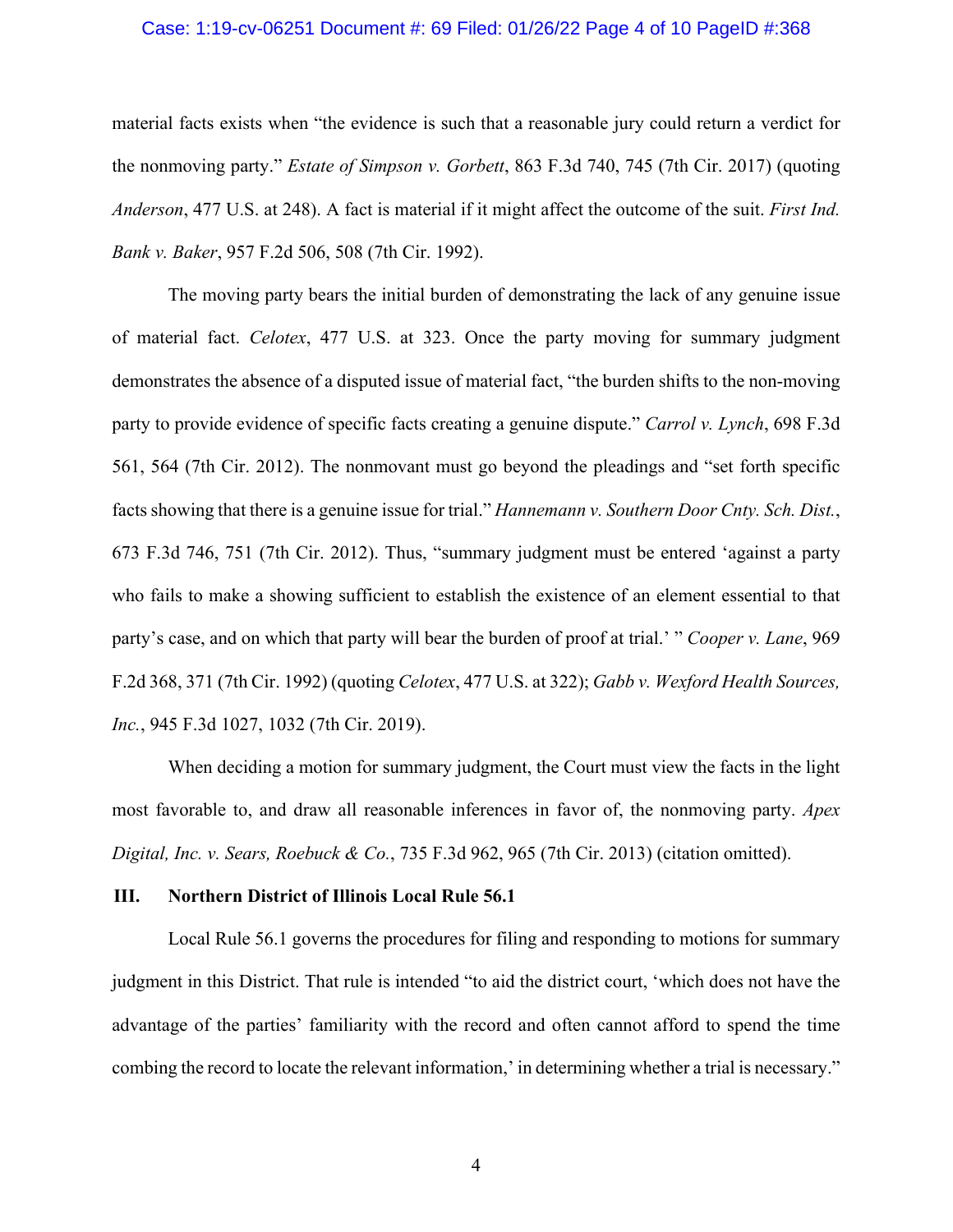material facts exists when "the evidence is such that a reasonable jury could return a verdict for the nonmoving party." *Estate of Simpson v. Gorbett*, 863 F.3d 740, 745 (7th Cir. 2017) (quoting *Anderson*, 477 U.S. at 248). A fact is material if it might affect the outcome of the suit. *First Ind. Bank v. Baker*, 957 F.2d 506, 508 (7th Cir. 1992).

The moving party bears the initial burden of demonstrating the lack of any genuine issue of material fact. *Celotex*, 477 U.S. at 323. Once the party moving for summary judgment demonstrates the absence of a disputed issue of material fact, "the burden shifts to the non-moving party to provide evidence of specific facts creating a genuine dispute." *Carrol v. Lynch*, 698 F.3d 561, 564 (7th Cir. 2012). The nonmovant must go beyond the pleadings and "set forth specific facts showing that there is a genuine issue for trial." *Hannemann v. Southern Door Cnty. Sch. Dist.*, 673 F.3d 746, 751 (7th Cir. 2012). Thus, "summary judgment must be entered 'against a party who fails to make a showing sufficient to establish the existence of an element essential to that party's case, and on which that party will bear the burden of proof at trial.' " *Cooper v. Lane*, 969 F.2d 368, 371 (7th Cir. 1992) (quoting *Celotex*, 477 U.S. at 322); *Gabb v. Wexford Health Sources, Inc.*, 945 F.3d 1027, 1032 (7th Cir. 2019).

When deciding a motion for summary judgment, the Court must view the facts in the light most favorable to, and draw all reasonable inferences in favor of, the nonmoving party. *Apex Digital, Inc. v. Sears, Roebuck & Co.*, 735 F.3d 962, 965 (7th Cir. 2013) (citation omitted).

## III. Northern District of Illinois Local Rule 56.1

Local Rule 56.1 governs the procedures for filing and responding to motions for summary judgment in this District. That rule is intended "to aid the district court, 'which does not have the advantage of the parties' familiarity with the record and often cannot afford to spend the time combing the record to locate the relevant information,' in determining whether a trial is necessary."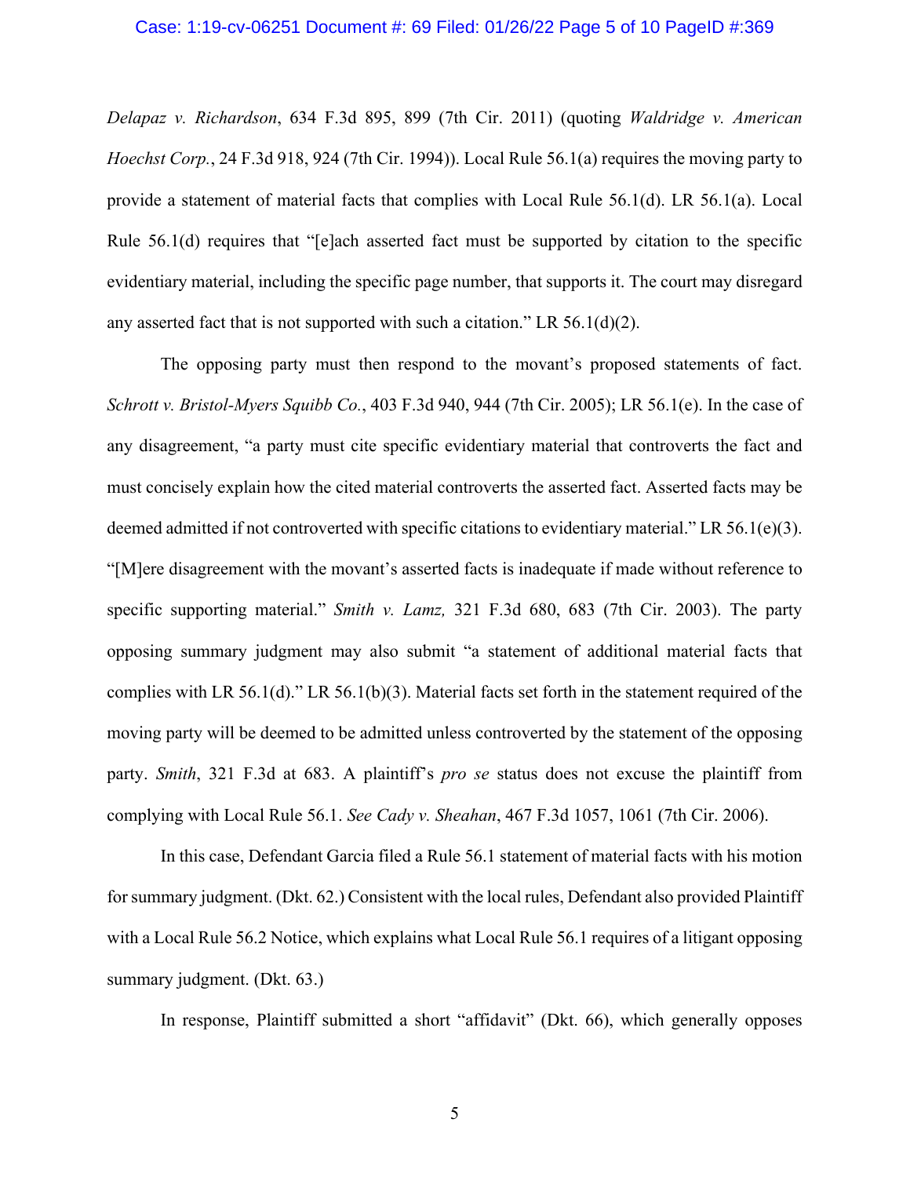*Delapaz v. Richardson*, 634 F.3d 895, 899 (7th Cir. 2011) (quoting *Waldridge v. American Hoechst Corp.*, 24 F.3d 918, 924 (7th Cir. 1994)). Local Rule 56.1(a) requires the moving party to provide a statement of material facts that complies with Local Rule 56.1(d). LR 56.1(a). Local Rule 56.1(d) requires that "[e]ach asserted fact must be supported by citation to the specific evidentiary material, including the specific page number, that supports it. The court may disregard any asserted fact that is not supported with such a citation." LR 56.1(d)(2).

The opposing party must then respond to the movant's proposed statements of fact. *Schrott v. Bristol-Myers Squibb Co.*, 403 F.3d 940, 944 (7th Cir. 2005); LR 56.1(e). In the case of any disagreement, "a party must cite specific evidentiary material that controverts the fact and must concisely explain how the cited material controverts the asserted fact. Asserted facts may be deemed admitted if not controverted with specific citations to evidentiary material." LR 56.1(e)(3). "[M]ere disagreement with the movant's asserted facts is inadequate if made without reference to specific supporting material." *Smith v. Lamz,* 321 F.3d 680, 683 (7th Cir. 2003). The party opposing summary judgment may also submit "a statement of additional material facts that complies with LR 56.1(d)." LR 56.1(b)(3). Material facts set forth in the statement required of the moving party will be deemed to be admitted unless controverted by the statement of the opposing party. *Smith*, 321 F.3d at 683. A plaintiff's *pro se* status does not excuse the plaintiff from complying with Local Rule 56.1. *See Cady v. Sheahan*, 467 F.3d 1057, 1061 (7th Cir. 2006).

In this case, Defendant Garcia filed a Rule 56.1 statement of material facts with his motion for summary judgment. (Dkt. 62.) Consistent with the local rules, Defendant also provided Plaintiff with a Local Rule 56.2 Notice, which explains what Local Rule 56.1 requires of a litigant opposing summary judgment. (Dkt. 63.)

In response, Plaintiff submitted a short "affidavit" (Dkt. 66), which generally opposes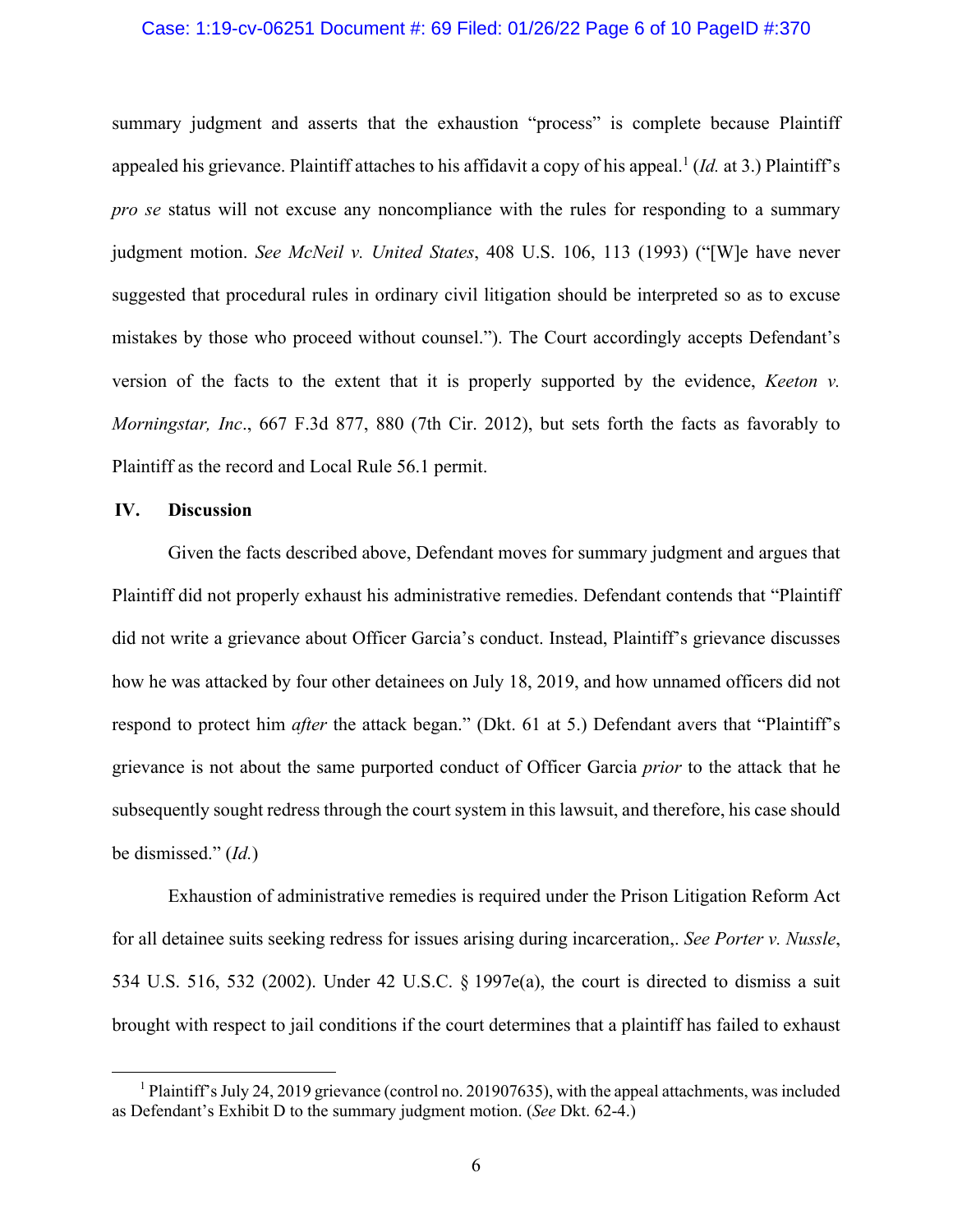summary judgment and asserts that the exhaustion "process" is complete because Plaintiff appealed his grievance. Plaintiff attaches to his affidavit a copy of his appeal.[1] (*Id.* at 3.) Plaintiff's *pro se* status will not excuse any noncompliance with the rules for responding to a summary judgment motion. *See McNeil v. United States*, 408 U.S. 106, 113 (1993) ("[W]e have never suggested that procedural rules in ordinary civil litigation should be interpreted so as to excuse mistakes by those who proceed without counsel."). The Court accordingly accepts Defendant's version of the facts to the extent that it is properly supported by the evidence, *Keeton v. Morningstar, Inc*., 667 F.3d 877, 880 (7th Cir. 2012), but sets forth the facts as favorably to Plaintiff as the record and Local Rule 56.1 permit.

## IV. Discussion

Given the facts described above, Defendant moves for summary judgment and argues that Plaintiff did not properly exhaust his administrative remedies. Defendant contends that "Plaintiff did not write a grievance about Officer Garcia's conduct. Instead, Plaintiff's grievance discusses how he was attacked by four other detainees on July 18, 2019, and how unnamed officers did not respond to protect him *after* the attack began." (Dkt. 61 at 5.) Defendant avers that "Plaintiff's grievance is not about the same purported conduct of Officer Garcia *prior* to the attack that he subsequently sought redress through the court system in this lawsuit, and therefore, his case should be dismissed." (*Id.*)

Exhaustion of administrative remedies is required under the Prison Litigation Reform Act for all detainee suits seeking redress for issues arising during incarceration,. *See Porter v. Nussle*, 534 U.S. 516, 532 (2002). Under 42 U.S.C. § 1997e(a), the court is directed to dismiss a suit brought with respect to jail conditions if the court determines that a plaintiff has failed to exhaust

---

[1] Plaintiff's July 24, 2019 grievance (control no. 201907635), with the appeal attachments, was included as Defendant's Exhibit D to the summary judgment motion. (*See* Dkt. 62-4.)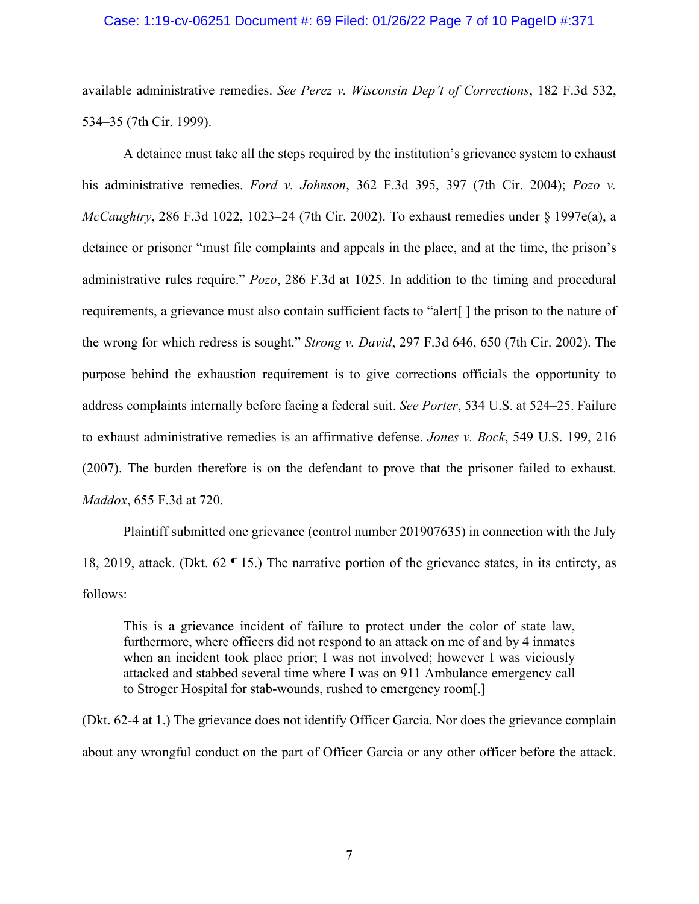available administrative remedies. *See Perez v. Wisconsin Dep't of Corrections*, 182 F.3d 532, 534–35 (7th Cir. 1999).

A detainee must take all the steps required by the institution's grievance system to exhaust his administrative remedies. *Ford v. Johnson*, 362 F.3d 395, 397 (7th Cir. 2004); *Pozo v. McCaughtry*, 286 F.3d 1022, 1023–24 (7th Cir. 2002). To exhaust remedies under § 1997e(a), a detainee or prisoner "must file complaints and appeals in the place, and at the time, the prison's administrative rules require." *Pozo*, 286 F.3d at 1025. In addition to the timing and procedural requirements, a grievance must also contain sufficient facts to "alert[ ] the prison to the nature of the wrong for which redress is sought." *Strong v. David*, 297 F.3d 646, 650 (7th Cir. 2002). The purpose behind the exhaustion requirement is to give corrections officials the opportunity to address complaints internally before facing a federal suit. *See Porter*, 534 U.S. at 524–25. Failure to exhaust administrative remedies is an affirmative defense. *Jones v. Bock*, 549 U.S. 199, 216 (2007). The burden therefore is on the defendant to prove that the prisoner failed to exhaust. *Maddox*, 655 F.3d at 720.

Plaintiff submitted one grievance (control number 201907635) in connection with the July 18, 2019, attack. (Dkt. 62 ¶ 15.) The narrative portion of the grievance states, in its entirety, as follows:

> This is a grievance incident of failure to protect under the color of state law, furthermore, where officers did not respond to an attack on me of and by 4 inmates when an incident took place prior; I was not involved; however I was viciously attacked and stabbed several time where I was on 911 Ambulance emergency call to Stroger Hospital for stab-wounds, rushed to emergency room[.]

(Dkt. 62-4 at 1.) The grievance does not identify Officer Garcia. Nor does the grievance complain about any wrongful conduct on the part of Officer Garcia or any other officer before the attack.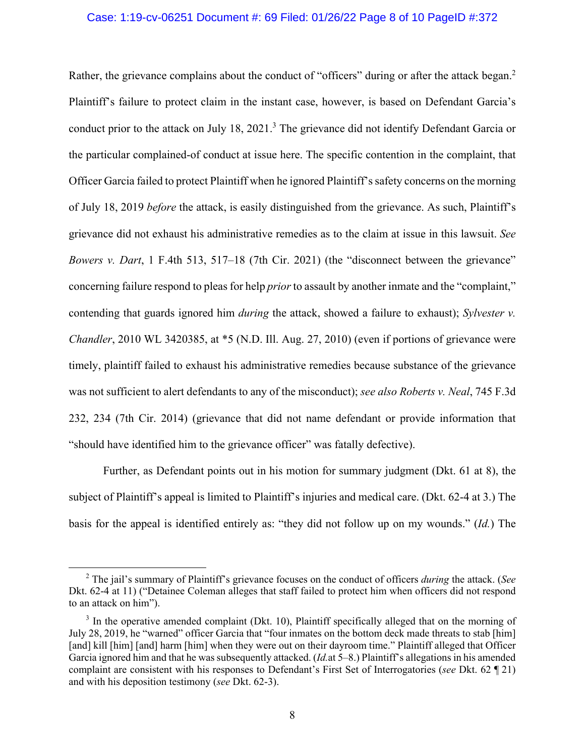Rather, the grievance complains about the conduct of "officers" during or after the attack began.[2] Plaintiff's failure to protect claim in the instant case, however, is based on Defendant Garcia's conduct prior to the attack on July 18, 2021.[3] The grievance did not identify Defendant Garcia or the particular complained-of conduct at issue here. The specific contention in the complaint, that Officer Garcia failed to protect Plaintiff when he ignored Plaintiff's safety concerns on the morning of July 18, 2019 *before* the attack, is easily distinguished from the grievance. As such, Plaintiff's grievance did not exhaust his administrative remedies as to the claim at issue in this lawsuit. *See Bowers v. Dart*, 1 F.4th 513, 517–18 (7th Cir. 2021) (the "disconnect between the grievance" concerning failure respond to pleas for help *prior* to assault by another inmate and the "complaint," contending that guards ignored him *during* the attack, showed a failure to exhaust); *Sylvester v. Chandler*, 2010 WL 3420385, at *5 (N.D. Ill. Aug. 27, 2010) (even if portions of grievance were timely, plaintiff failed to exhaust his administrative remedies because substance of the grievance was not sufficient to alert defendants to any of the misconduct); *see also Roberts v. Neal*, 745 F.3d 232, 234 (7th Cir. 2014) (grievance that did not name defendant or provide information that "should have identified him to the grievance officer" was fatally defective).

Further, as Defendant points out in his motion for summary judgment (Dkt. 61 at 8), the subject of Plaintiff's appeal is limited to Plaintiff's injuries and medical care. (Dkt. 62-4 at 3.) The basis for the appeal is identified entirely as: "they did not follow up on my wounds." (*Id.*) The

---

[2] The jail's summary of Plaintiff's grievance focuses on the conduct of officers *during* the attack. (*See* Dkt. 62-4 at 11) ("Detainee Coleman alleges that staff failed to protect him when officers did not respond to an attack on him").

[3] In the operative amended complaint (Dkt. 10), Plaintiff specifically alleged that on the morning of July 28, 2019, he "warned" officer Garcia that "four inmates on the bottom deck made threats to stab [him] [and] kill [him] [and] harm [him] when they were out on their dayroom time." Plaintiff alleged that Officer Garcia ignored him and that he was subsequently attacked. (*Id.* at 5–8.) Plaintiff's allegations in his amended complaint are consistent with his responses to Defendant's First Set of Interrogatories (*see* Dkt. 62 ¶ 21) and with his deposition testimony (*see* Dkt. 62-3).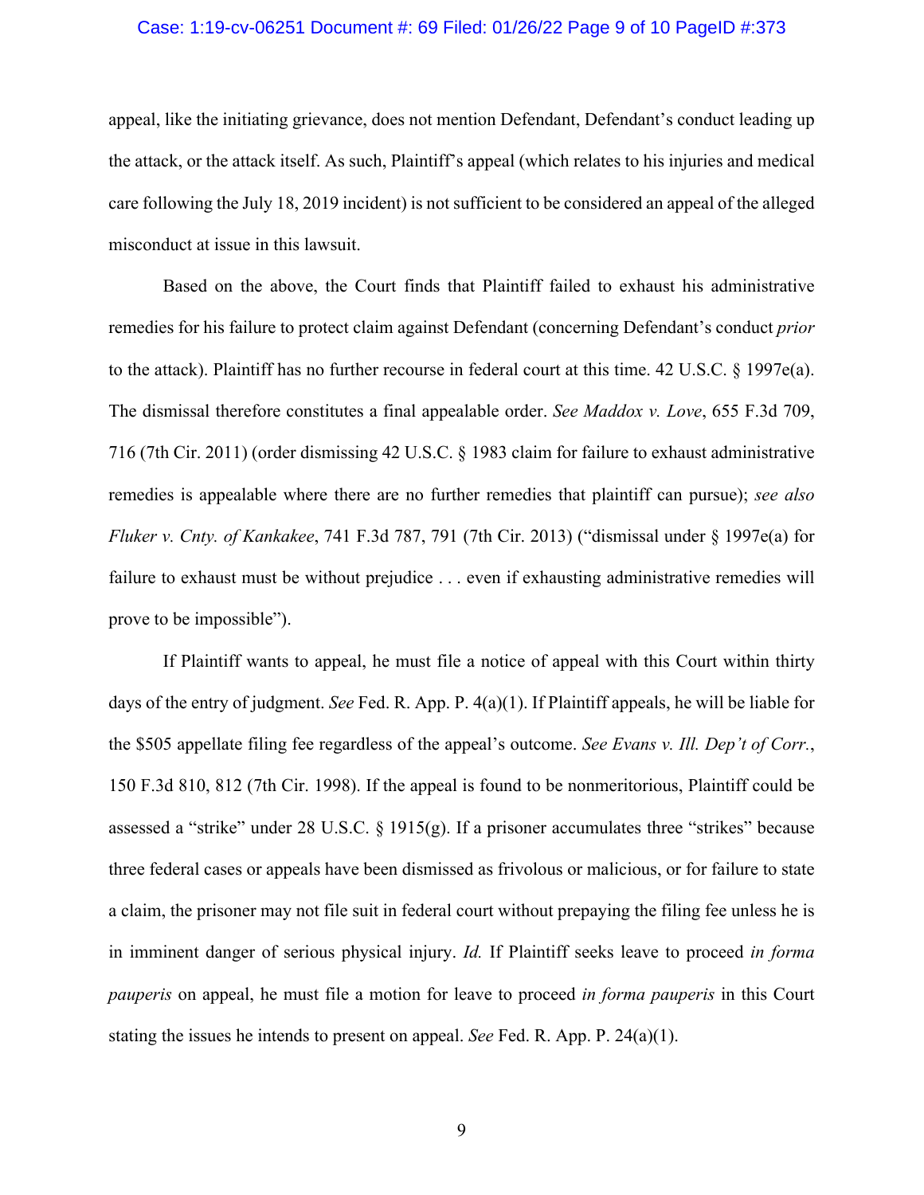appeal, like the initiating grievance, does not mention Defendant, Defendant's conduct leading up the attack, or the attack itself. As such, Plaintiff's appeal (which relates to his injuries and medical care following the July 18, 2019 incident) is not sufficient to be considered an appeal of the alleged misconduct at issue in this lawsuit.

Based on the above, the Court finds that Plaintiff failed to exhaust his administrative remedies for his failure to protect claim against Defendant (concerning Defendant's conduct *prior* to the attack). Plaintiff has no further recourse in federal court at this time. 42 U.S.C. § 1997e(a). The dismissal therefore constitutes a final appealable order. *See Maddox v. Love*, 655 F.3d 709, 716 (7th Cir. 2011) (order dismissing 42 U.S.C. § 1983 claim for failure to exhaust administrative remedies is appealable where there are no further remedies that plaintiff can pursue); *see also Fluker v. Cnty. of Kankakee*, 741 F.3d 787, 791 (7th Cir. 2013) ("dismissal under § 1997e(a) for failure to exhaust must be without prejudice . . . even if exhausting administrative remedies will prove to be impossible").

If Plaintiff wants to appeal, he must file a notice of appeal with this Court within thirty days of the entry of judgment. *See* Fed. R. App. P. 4(a)(1). If Plaintiff appeals, he will be liable for the $505 appellate filing fee regardless of the appeal's outcome. *See Evans v. Ill. Dep't of Corr.*, 150 F.3d 810, 812 (7th Cir. 1998). If the appeal is found to be nonmeritorious, Plaintiff could be assessed a "strike" under 28 U.S.C. § 1915(g). If a prisoner accumulates three "strikes" because three federal cases or appeals have been dismissed as frivolous or malicious, or for failure to state a claim, the prisoner may not file suit in federal court without prepaying the filing fee unless he is in imminent danger of serious physical injury. *Id.* If Plaintiff seeks leave to proceed *in forma pauperis* on appeal, he must file a motion for leave to proceed *in forma pauperis* in this Court stating the issues he intends to present on appeal. *See* Fed. R. App. P. 24(a)(1).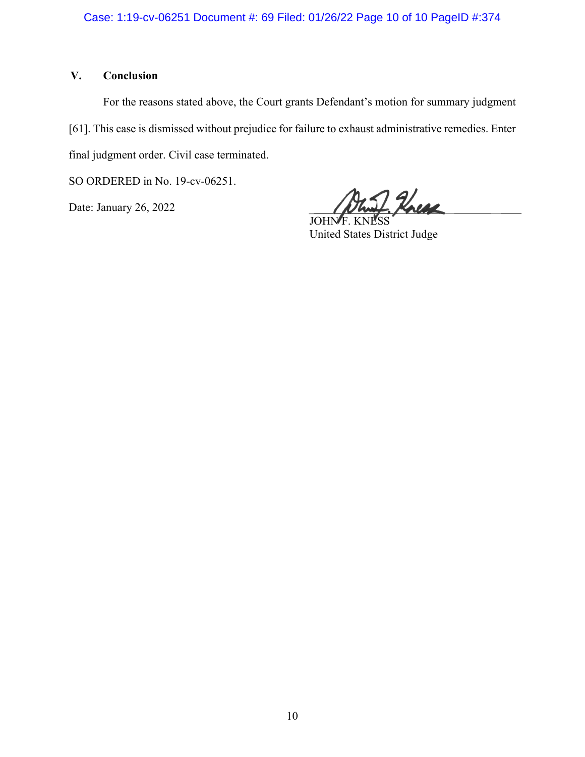## V. Conclusion

For the reasons stated above, the Court grants Defendant's motion for summary judgment [61]. This case is dismissed without prejudice for failure to exhaust administrative remedies. Enter final judgment order. Civil case terminated.

SO ORDERED in No. 19-cv-06251.

Date: January 26, 2022

JOHN F. KNESS
United States District Judge